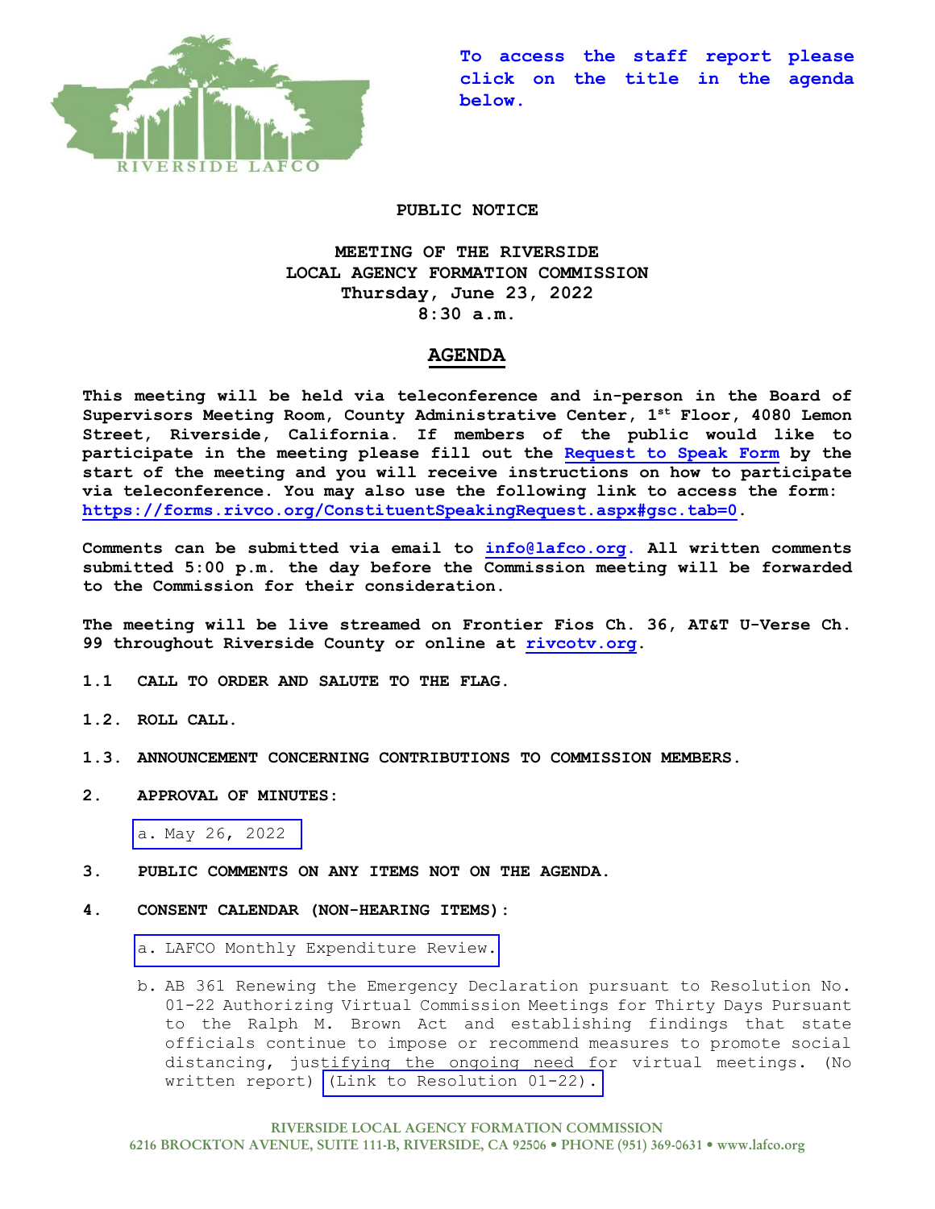To access the staff report please click on the title in the agenda below.

**PUBLIC NOTICE**

**MEETING OF THE RIVERSIDE LOCAL AGENCY FORMATION COMMISSION**
**Thursday, June 23, 2022**
**8:30 a.m.**

## AGENDA

**This meeting will be held via teleconference and in-person in the Board of Supervisors Meeting Room, County Administrative Center, 1st Floor, 4080 Lemon Street, Riverside, California. If members of the public would like to participate in the meeting please fill out the Request to Speak Form by the start of the meeting and you will receive instructions on how to participate via teleconference. You may also use the following link to access the form: https://forms.rivco.org/ConstituentSpeakingRequest.aspx#gsc.tab=0.**

**Comments can be submitted via email to info@lafco.org. All written comments submitted 5:00 p.m. the day before the Commission meeting will be forwarded to the Commission for their consideration.**

**The meeting will be live streamed on Frontier Fios Ch. 36, AT&T U-Verse Ch. 99 throughout Riverside County or online at rivcotv.org.**

**1.1 CALL TO ORDER AND SALUTE TO THE FLAG.**

**1.2. ROLL CALL.**

**1.3. ANNOUNCEMENT CONCERNING CONTRIBUTIONS TO COMMISSION MEMBERS.**

**2. APPROVAL OF MINUTES:**

a. May 26, 2022

**3. PUBLIC COMMENTS ON ANY ITEMS NOT ON THE AGENDA.**

**4. CONSENT CALENDAR (NON-HEARING ITEMS):**

a. LAFCO Monthly Expenditure Review.

b. AB 361 Renewing the Emergency Declaration pursuant to Resolution No. 01-22 Authorizing Virtual Commission Meetings for Thirty Days Pursuant to the Ralph M. Brown Act and establishing findings that state officials continue to impose or recommend measures to promote social distancing, justifying the ongoing need for virtual meetings. (No written report) (Link to Resolution 01-22).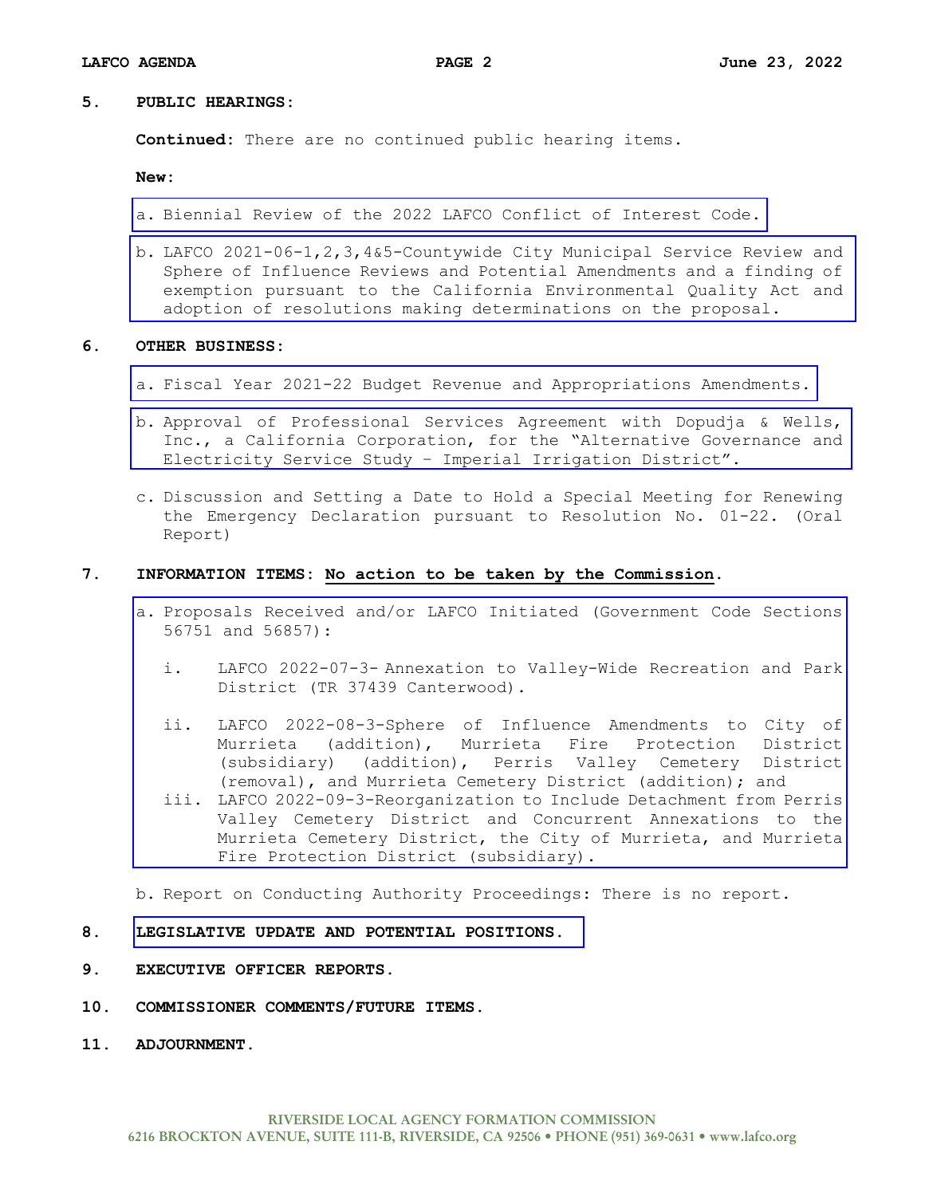**5. PUBLIC HEARINGS:**

**Continued:** There are no continued public hearing items.

**New:**

a. Biennial Review of the 2022 LAFCO Conflict of Interest Code.

b. LAFCO 2021-06-1,2,3,4&5-Countywide City Municipal Service Review and Sphere of Influence Reviews and Potential Amendments and a finding of exemption pursuant to the California Environmental Quality Act and adoption of resolutions making determinations on the proposal.

**6. OTHER BUSINESS:**

a. Fiscal Year 2021-22 Budget Revenue and Appropriations Amendments.

b. Approval of Professional Services Agreement with Dopudja & Wells, Inc., a California Corporation, for the "Alternative Governance and Electricity Service Study – Imperial Irrigation District".

c. Discussion and Setting a Date to Hold a Special Meeting for Renewing the Emergency Declaration pursuant to Resolution No. 01-22. (Oral Report)

**7. INFORMATION ITEMS: No action to be taken by the Commission.**

a. Proposals Received and/or LAFCO Initiated (Government Code Sections 56751 and 56857):

   i. LAFCO 2022-07-3- Annexation to Valley-Wide Recreation and Park District (TR 37439 Canterwood).

   ii. LAFCO 2022-08-3-Sphere of Influence Amendments to City of Murrieta (addition), Murrieta Fire Protection District (subsidiary) (addition), Perris Valley Cemetery District (removal), and Murrieta Cemetery District (addition); and

   iii. LAFCO 2022-09-3-Reorganization to Include Detachment from Perris Valley Cemetery District and Concurrent Annexations to the Murrieta Cemetery District, the City of Murrieta, and Murrieta Fire Protection District (subsidiary).

b. Report on Conducting Authority Proceedings: There is no report.

**8. LEGISLATIVE UPDATE AND POTENTIAL POSITIONS.**

**9. EXECUTIVE OFFICER REPORTS.**

**10. COMMISSIONER COMMENTS/FUTURE ITEMS.**

**11. ADJOURNMENT.**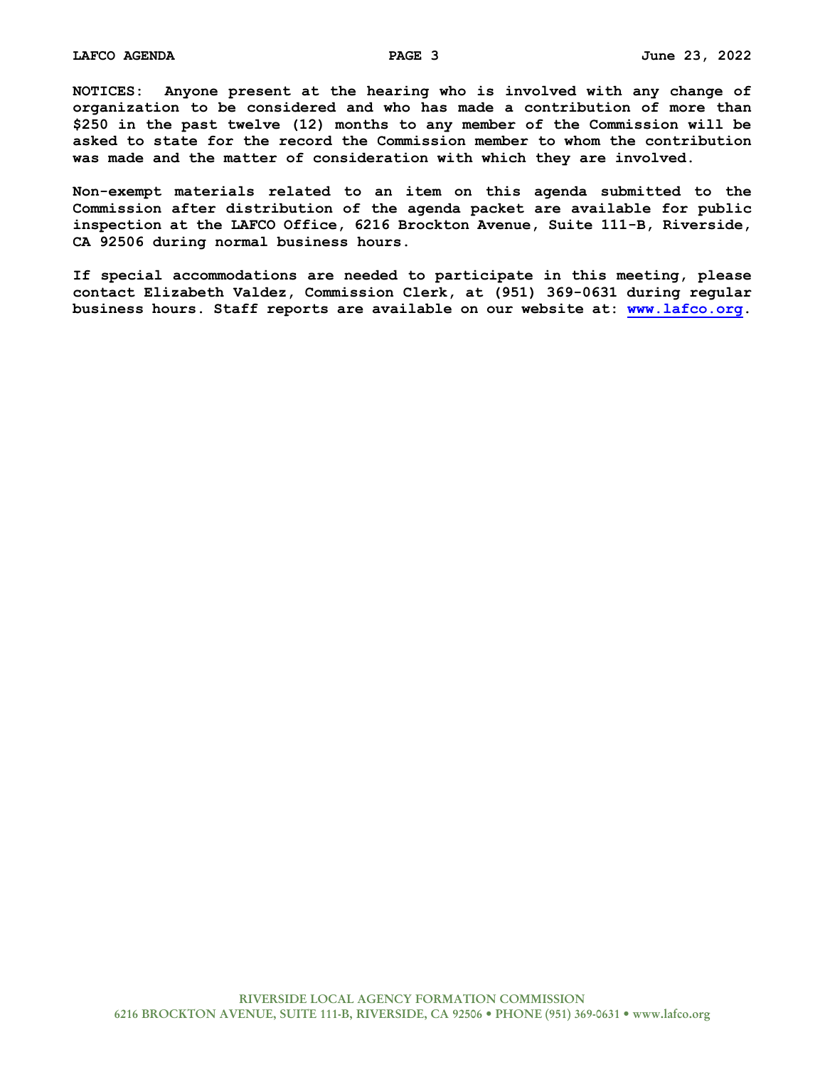**NOTICES: Anyone present at the hearing who is involved with any change of organization to be considered and who has made a contribution of more than $250 in the past twelve (12) months to any member of the Commission will be asked to state for the record the Commission member to whom the contribution was made and the matter of consideration with which they are involved.**

**Non-exempt materials related to an item on this agenda submitted to the Commission after distribution of the agenda packet are available for public inspection at the LAFCO Office, 6216 Brockton Avenue, Suite 111-B, Riverside, CA 92506 during normal business hours.**

**If special accommodations are needed to participate in this meeting, please contact Elizabeth Valdez, Commission Clerk, at (951) 369-0631 during regular business hours. Staff reports are available on our website at: [www.lafco.org](http://www.lafco.org).**